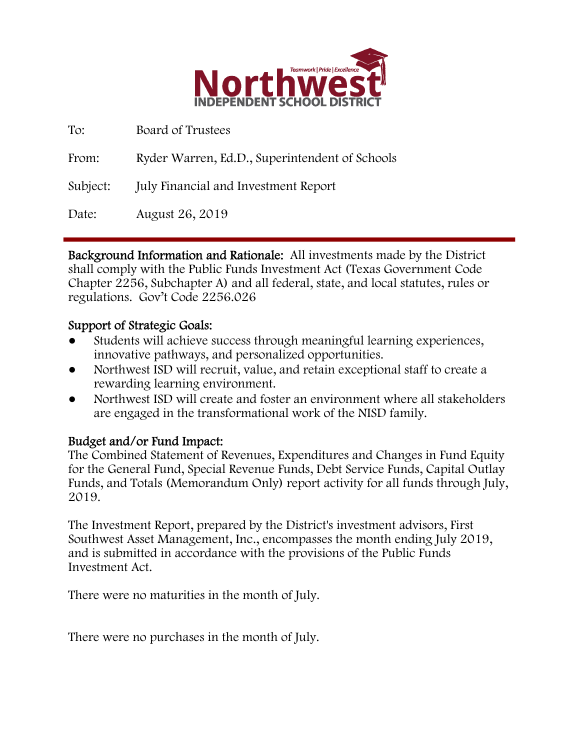# Northwest

Teamwork | Pride | Excellence

INDEPENDENT SCHOOL DISTRICT

To: Board of Trustees

From: Ryder Warren, Ed.D., Superintendent of Schools

Subject: July Financial and Investment Report

Date: August 26, 2019

---

**Background Information and Rationale:** All investments made by the District shall comply with the Public Funds Investment Act (Texas Government Code Chapter 2256, Subchapter A) and all federal, state, and local statutes, rules or regulations. Gov't Code 2256.026

**Support of Strategic Goals:**

- Students will achieve success through meaningful learning experiences, innovative pathways, and personalized opportunities.
- Northwest ISD will recruit, value, and retain exceptional staff to create a rewarding learning environment.
- Northwest ISD will create and foster an environment where all stakeholders are engaged in the transformational work of the NISD family.

**Budget and/or Fund Impact:**

The Combined Statement of Revenues, Expenditures and Changes in Fund Equity for the General Fund, Special Revenue Funds, Debt Service Funds, Capital Outlay Funds, and Totals (Memorandum Only) report activity for all funds through July, 2019.

The Investment Report, prepared by the District's investment advisors, First Southwest Asset Management, Inc., encompasses the month ending July 2019, and is submitted in accordance with the provisions of the Public Funds Investment Act.

There were no maturities in the month of July.

There were no purchases in the month of July.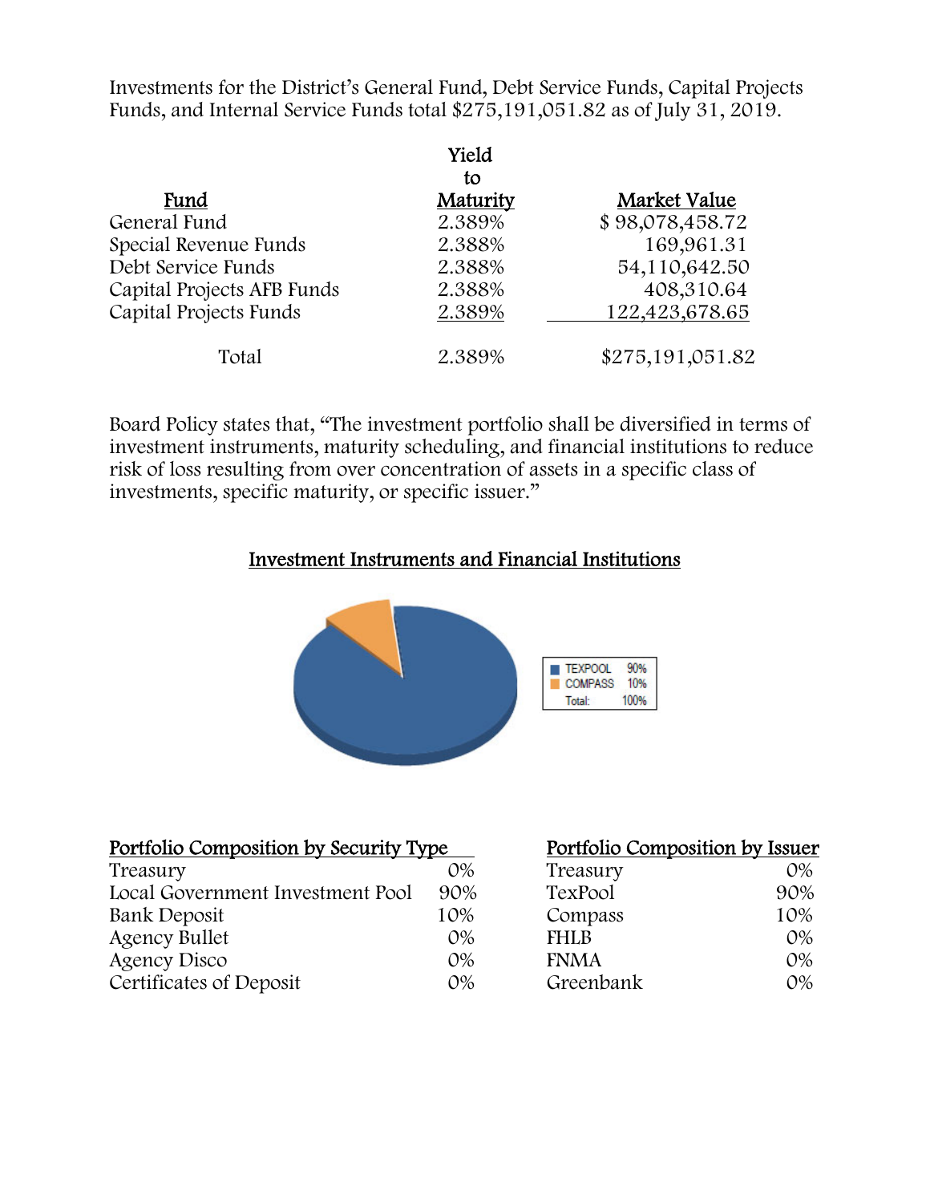Investments for the District's General Fund, Debt Service Funds, Capital Projects Funds, and Internal Service Funds total $275,191,051.82 as of July 31, 2019.

| Fund | Yield to Maturity | Market Value |
|---|---|---|
| General Fund | 2.389% | $ 98,078,458.72 |
| Special Revenue Funds | 2.388% | 169,961.31 |
| Debt Service Funds | 2.388% | 54,110,642.50 |
| Capital Projects AFB Funds | 2.388% | 408,310.64 |
| Capital Projects Funds | 2.389% | 122,423,678.65 |
| Total | 2.389% | $275,191,051.82 |

Board Policy states that, "The investment portfolio shall be diversified in terms of investment instruments, maturity scheduling, and financial institutions to reduce risk of loss resulting from over concentration of assets in a specific class of investments, specific maturity, or specific issuer."

## Investment Instruments and Financial Institutions

| | |
|---|---|
| TEXPOOL | 90% |
| COMPASS | 10% |
| Total: | 100% |

| Portfolio Composition by Security Type | |
|---|---|
| Treasury | 0% |
| Local Government Investment Pool | 90% |
| Bank Deposit | 10% |
| Agency Bullet | 0% |
| Agency Disco | 0% |
| Certificates of Deposit | 0% |

| Portfolio Composition by Issuer | |
|---|---|
| Treasury | 0% |
| TexPool | 90% |
| Compass | 10% |
| FHLB | 0% |
| FNMA | 0% |
| Greenbank | 0% |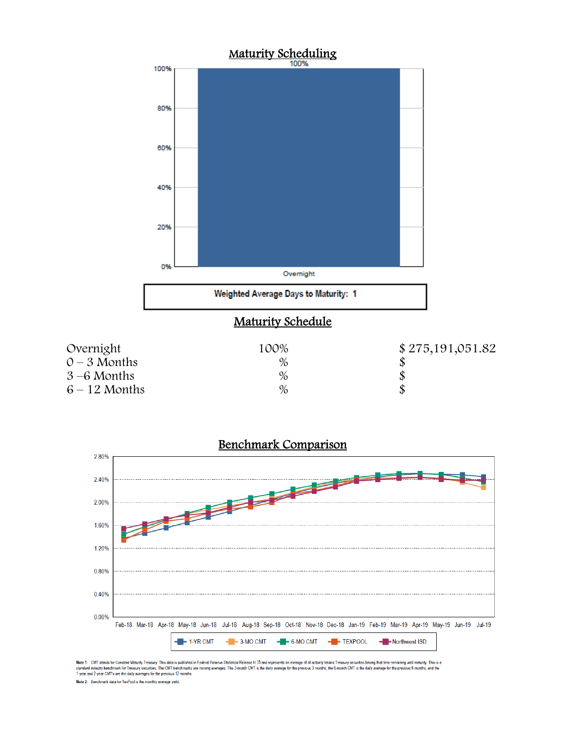## Maturity Scheduling

Weighted Average Days to Maturity: 1

## Maturity Schedule

| | | |
|---|---|---|
| Overnight | 100% | $ 275,191,051.82 |
| 0 – 3 Months | % | $ |
| 3 –6 Months | % | $ |
| 6 – 12 Months | % | $ |

## Benchmark Comparison

Note 1: CMT stands for Constant Maturity Treasury. This data is published in Federal Reserve Statistical Release H.15 and represents an average of all actively traded Treasury securities having that time remaining until maturity. This is a standard industry benchmark for Treasury securities. The CMT benchmarks are moving averages. The 3-month CMT is the daily average for the previous 3 months, the 6-month CMT is the daily average for the previous 6 months, and the 1-year and 2-year CMT's are the daily averages for the previous 12-months.

Note 2: Benchmark data for TexPool is the monthly average yield.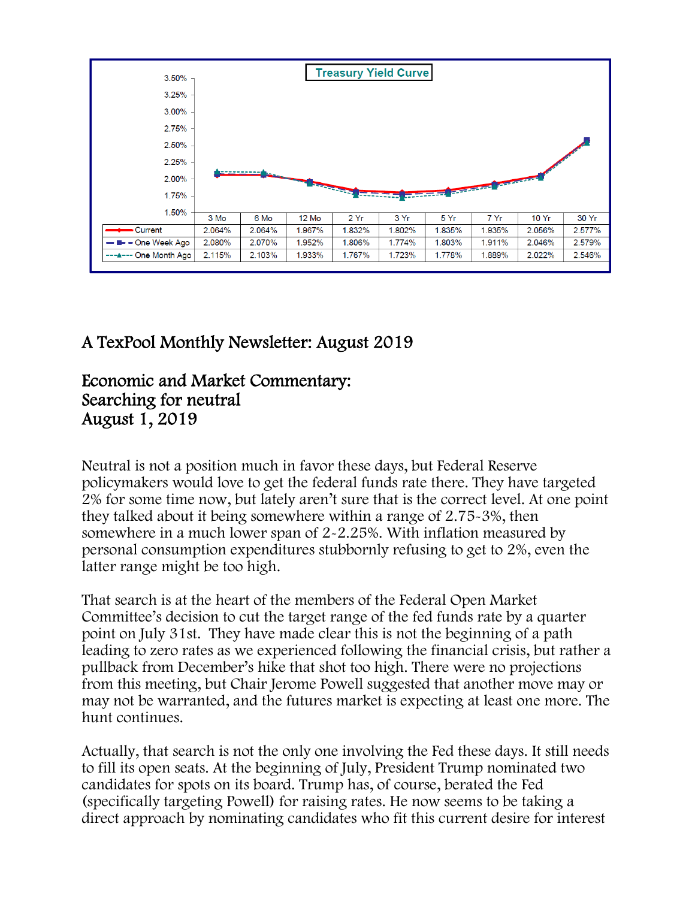**Treasury Yield Curve**

| | 3 Mo | 6 Mo | 12 Mo | 2 Yr | 3 Yr | 5 Yr | 7 Yr | 10 Yr | 30 Yr |
|---|---|---|---|---|---|---|---|---|---|
| Current | 2.064% | 2.064% | 1.967% | 1.832% | 1.802% | 1.835% | 1.935% | 2.056% | 2.577% |
| One Week Ago | 2.080% | 2.070% | 1.952% | 1.806% | 1.774% | 1.803% | 1.911% | 2.046% | 2.579% |
| One Month Ago | 2.115% | 2.103% | 1.933% | 1.767% | 1.723% | 1.778% | 1.889% | 2.022% | 2.546% |

## A TexPool Monthly Newsletter: August 2019

## Economic and Market Commentary: Searching for neutral August 1, 2019

Neutral is not a position much in favor these days, but Federal Reserve policymakers would love to get the federal funds rate there. They have targeted 2% for some time now, but lately aren't sure that is the correct level. At one point they talked about it being somewhere within a range of 2.75-3%, then somewhere in a much lower span of 2-2.25%. With inflation measured by personal consumption expenditures stubbornly refusing to get to 2%, even the latter range might be too high.

That search is at the heart of the members of the Federal Open Market Committee's decision to cut the target range of the fed funds rate by a quarter point on July 31st. They have made clear this is not the beginning of a path leading to zero rates as we experienced following the financial crisis, but rather a pullback from December's hike that shot too high. There were no projections from this meeting, but Chair Jerome Powell suggested that another move may or may not be warranted, and the futures market is expecting at least one more. The hunt continues.

Actually, that search is not the only one involving the Fed these days. It still needs to fill its open seats. At the beginning of July, President Trump nominated two candidates for spots on its board. Trump has, of course, berated the Fed (specifically targeting Powell) for raising rates. He now seems to be taking a direct approach by nominating candidates who fit this current desire for interest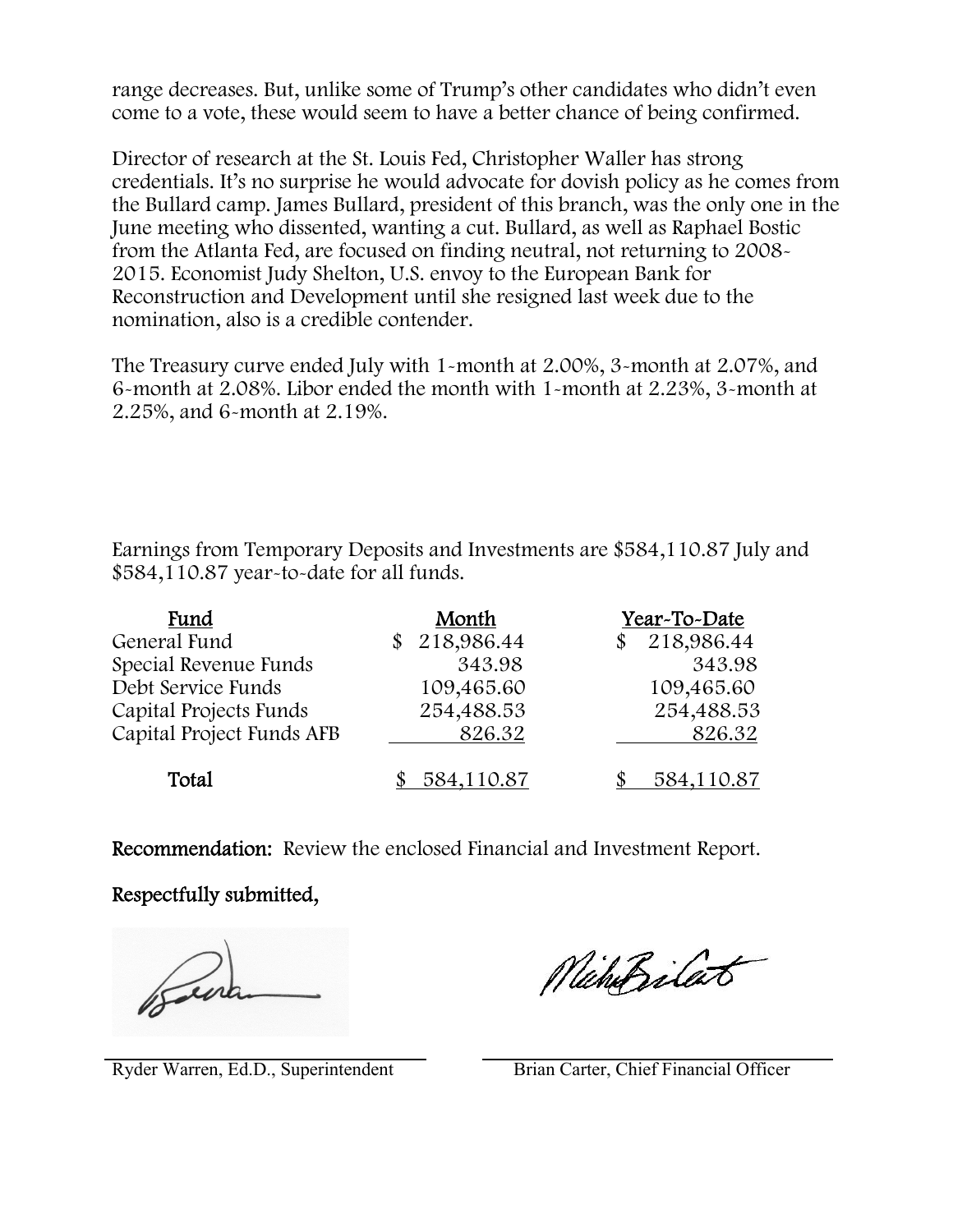range decreases. But, unlike some of Trump's other candidates who didn't even come to a vote, these would seem to have a better chance of being confirmed.

Director of research at the St. Louis Fed, Christopher Waller has strong credentials. It's no surprise he would advocate for dovish policy as he comes from the Bullard camp. James Bullard, president of this branch, was the only one in the June meeting who dissented, wanting a cut. Bullard, as well as Raphael Bostic from the Atlanta Fed, are focused on finding neutral, not returning to 2008-2015. Economist Judy Shelton, U.S. envoy to the European Bank for Reconstruction and Development until she resigned last week due to the nomination, also is a credible contender.

The Treasury curve ended July with 1-month at 2.00%, 3-month at 2.07%, and 6-month at 2.08%. Libor ended the month with 1-month at 2.23%, 3-month at 2.25%, and 6-month at 2.19%.

Earnings from Temporary Deposits and Investments are $584,110.87 July and $584,110.87 year-to-date for all funds.

| Fund | Month | Year-To-Date |
|---|---|---|
| General Fund | $ 218,986.44 | $ 218,986.44 |
| Special Revenue Funds | 343.98 | 343.98 |
| Debt Service Funds | 109,465.60 | 109,465.60 |
| Capital Projects Funds | 254,488.53 | 254,488.53 |
| Capital Project Funds AFB | 826.32 | 826.32 |
| **Total** | $ 584,110.87 | $ 584,110.87 |

**Recommendation:** Review the enclosed Financial and Investment Report.

**Respectfully submitted,**

Ryder Warren, Ed.D., Superintendent

Brian Carter, Chief Financial Officer